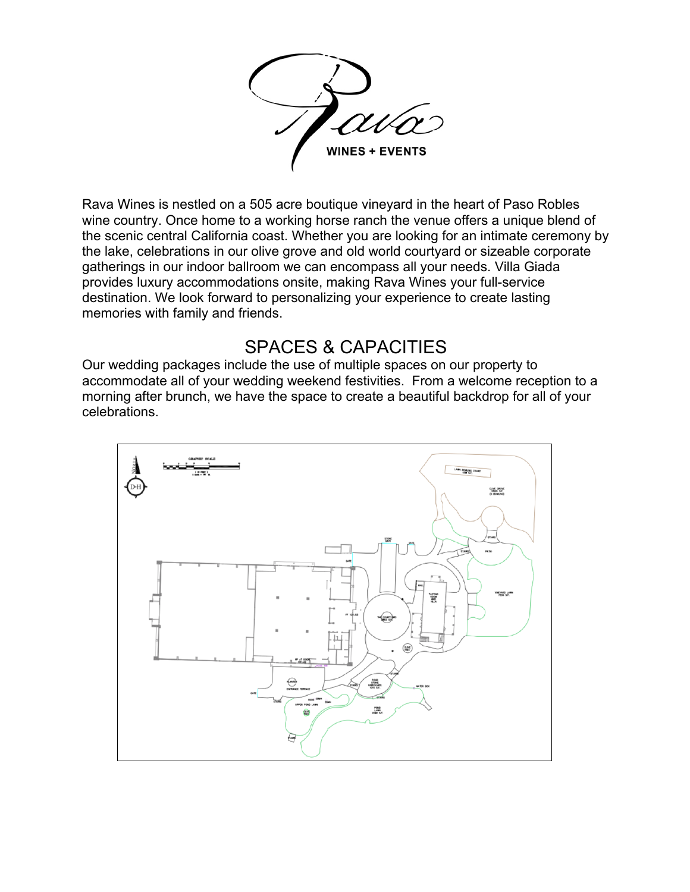Rava

WINES + EVENTS

Rava Wines is nestled on a 505 acre boutique vineyard in the heart of Paso Robles wine country. Once home to a working horse ranch the venue offers a unique blend of the scenic central California coast. Whether you are looking for an intimate ceremony by the lake, celebrations in our olive grove and old world courtyard or sizeable corporate gatherings in our indoor ballroom we can encompass all your needs. Villa Giada provides luxury accommodations onsite, making Rava Wines your full-service destination. We look forward to personalizing your experience to create lasting memories with family and friends.

## SPACES & CAPACITIES

Our wedding packages include the use of multiple spaces on our property to accommodate all of your wedding weekend festivities. From a welcome reception to a morning after brunch, we have the space to create a beautiful backdrop for all of your celebrations.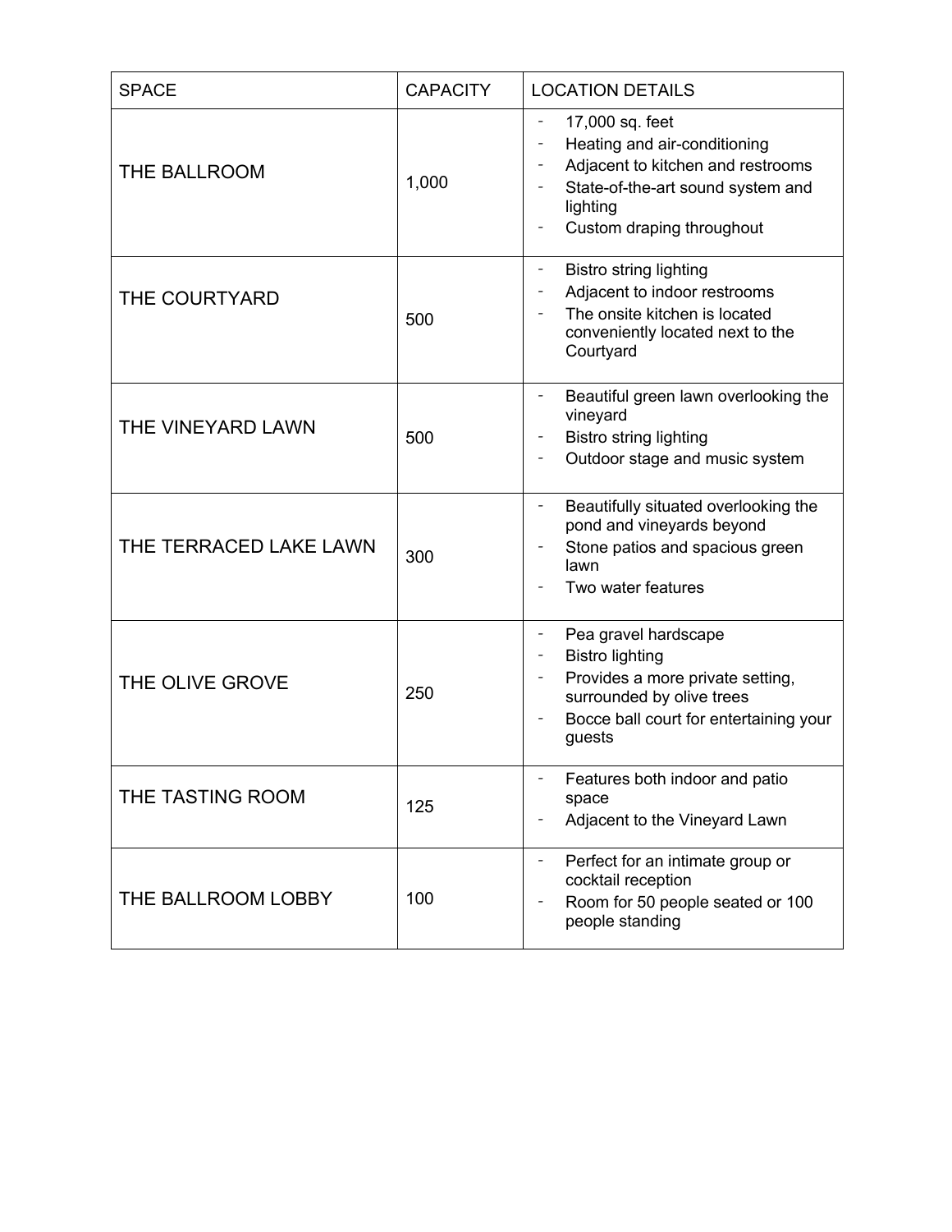| SPACE | CAPACITY | LOCATION DETAILS |
| --- | --- | --- |
| THE BALLROOM | 1,000 | - 17,000 sq. feet<br>- Heating and air-conditioning<br>- Adjacent to kitchen and restrooms<br>- State-of-the-art sound system and lighting<br>- Custom draping throughout |
| THE COURTYARD | 500 | - Bistro string lighting<br>- Adjacent to indoor restrooms<br>- The onsite kitchen is located conveniently located next to the Courtyard |
| THE VINEYARD LAWN | 500 | - Beautiful green lawn overlooking the vineyard<br>- Bistro string lighting<br>- Outdoor stage and music system |
| THE TERRACED LAKE LAWN | 300 | - Beautifully situated overlooking the pond and vineyards beyond<br>- Stone patios and spacious green lawn<br>- Two water features |
| THE OLIVE GROVE | 250 | - Pea gravel hardscape<br>- Bistro lighting<br>- Provides a more private setting, surrounded by olive trees<br>- Bocce ball court for entertaining your guests |
| THE TASTING ROOM | 125 | - Features both indoor and patio space<br>- Adjacent to the Vineyard Lawn |
| THE BALLROOM LOBBY | 100 | - Perfect for an intimate group or cocktail reception<br>- Room for 50 people seated or 100 people standing |